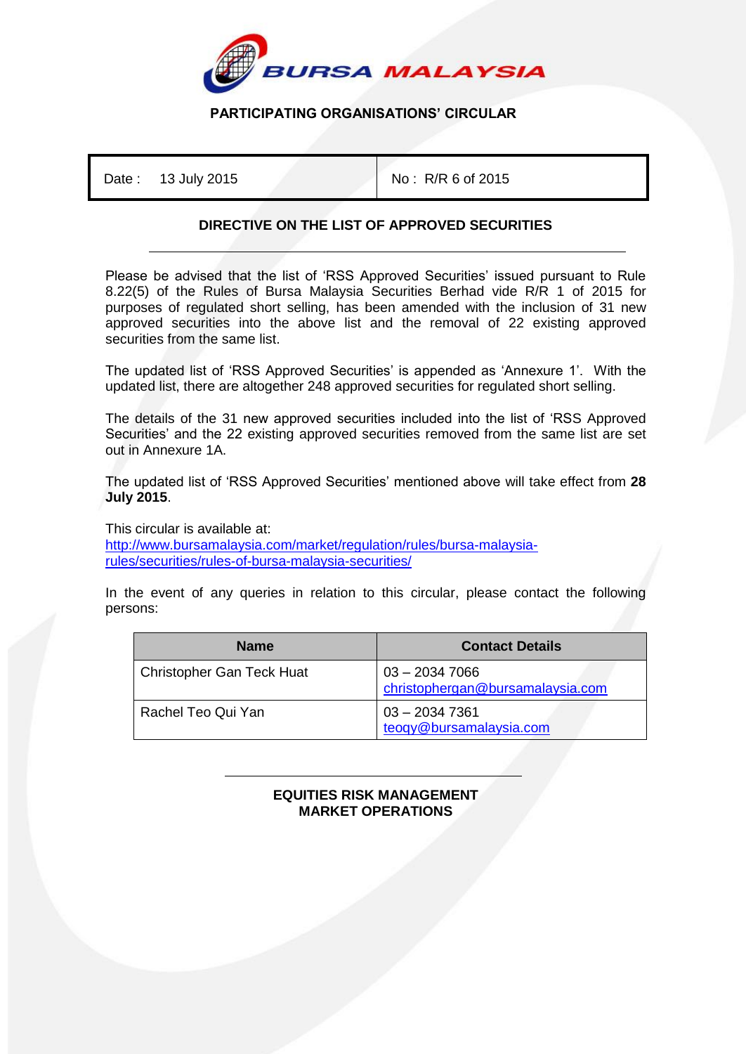# PARTICIPATING ORGANISATIONS' CIRCULAR

| Date : 13 July 2015 | No : R/R 6 of 2015 |
|---|---|

## DIRECTIVE ON THE LIST OF APPROVED SECURITIES

Please be advised that the list of 'RSS Approved Securities' issued pursuant to Rule 8.22(5) of the Rules of Bursa Malaysia Securities Berhad vide R/R 1 of 2015 for purposes of regulated short selling, has been amended with the inclusion of 31 new approved securities into the above list and the removal of 22 existing approved securities from the same list.

The updated list of 'RSS Approved Securities' is appended as 'Annexure 1'. With the updated list, there are altogether 248 approved securities for regulated short selling.

The details of the 31 new approved securities included into the list of 'RSS Approved Securities' and the 22 existing approved securities removed from the same list are set out in Annexure 1A.

The updated list of 'RSS Approved Securities' mentioned above will take effect from **28 July 2015**.

This circular is available at:
http://www.bursamalaysia.com/market/regulation/rules/bursa-malaysia-rules/securities/rules-of-bursa-malaysia-securities/

In the event of any queries in relation to this circular, please contact the following persons:

| Name | Contact Details |
|---|---|
| Christopher Gan Teck Huat | 03 – 2034 7066<br>christophergan@bursamalaysia.com |
| Rachel Teo Qui Yan | 03 – 2034 7361<br>teoqy@bursamalaysia.com |

**EQUITIES RISK MANAGEMENT**
**MARKET OPERATIONS**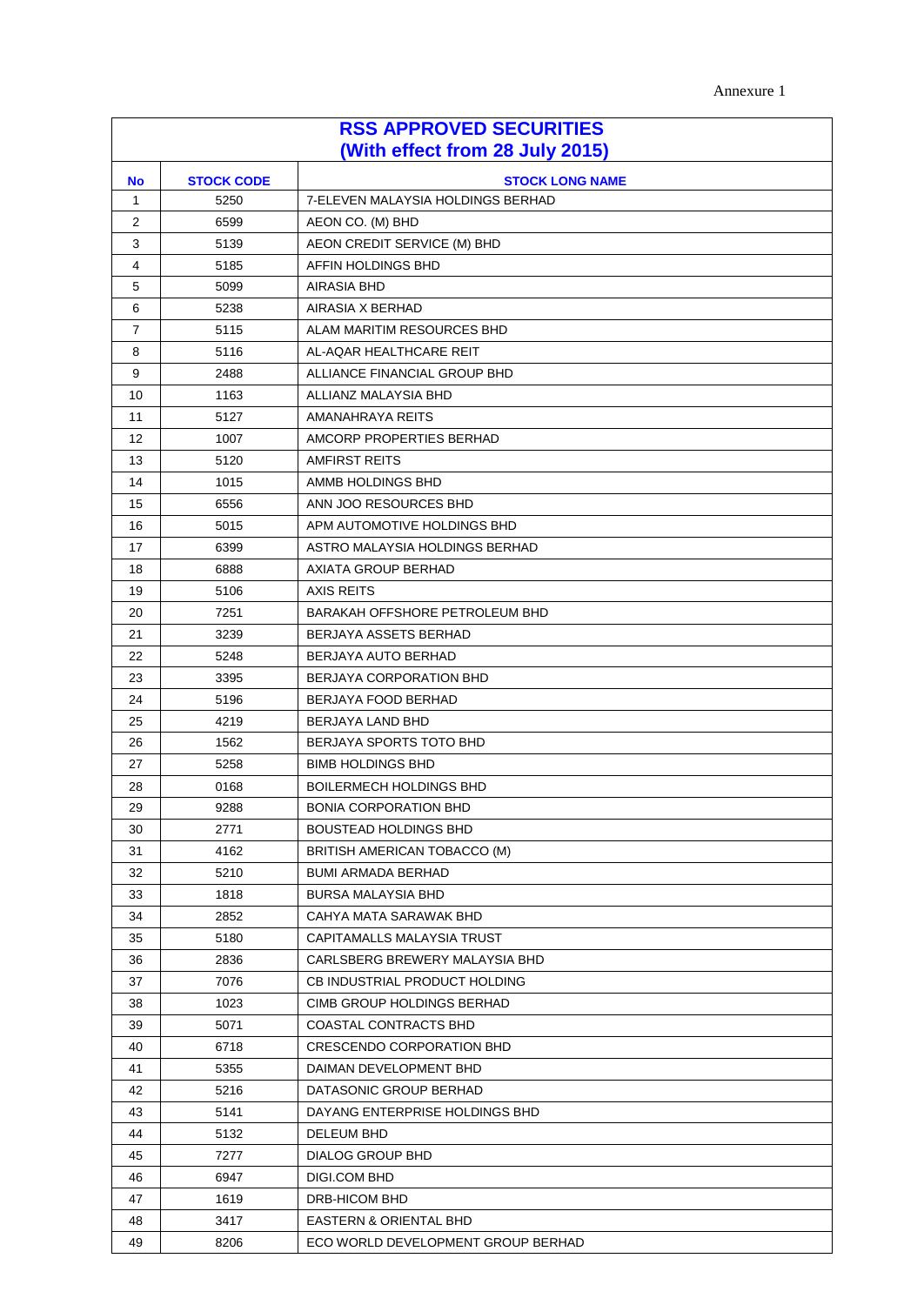Annexure 1

| RSS APPROVED SECURITIES (With effect from 28 July 2015) | | |
|---|---|---|
| **No** | **STOCK CODE** | **STOCK LONG NAME** |
| 1 | 5250 | 7-ELEVEN MALAYSIA HOLDINGS BERHAD |
| 2 | 6599 | AEON CO. (M) BHD |
| 3 | 5139 | AEON CREDIT SERVICE (M) BHD |
| 4 | 5185 | AFFIN HOLDINGS BHD |
| 5 | 5099 | AIRASIA BHD |
| 6 | 5238 | AIRASIA X BERHAD |
| 7 | 5115 | ALAM MARITIM RESOURCES BHD |
| 8 | 5116 | AL-AQAR HEALTHCARE REIT |
| 9 | 2488 | ALLIANCE FINANCIAL GROUP BHD |
| 10 | 1163 | ALLIANZ MALAYSIA BHD |
| 11 | 5127 | AMANAHRAYA REITS |
| 12 | 1007 | AMCORP PROPERTIES BERHAD |
| 13 | 5120 | AMFIRST REITS |
| 14 | 1015 | AMMB HOLDINGS BHD |
| 15 | 6556 | ANN JOO RESOURCES BHD |
| 16 | 5015 | APM AUTOMOTIVE HOLDINGS BHD |
| 17 | 6399 | ASTRO MALAYSIA HOLDINGS BERHAD |
| 18 | 6888 | AXIATA GROUP BERHAD |
| 19 | 5106 | AXIS REITS |
| 20 | 7251 | BARAKAH OFFSHORE PETROLEUM BHD |
| 21 | 3239 | BERJAYA ASSETS BERHAD |
| 22 | 5248 | BERJAYA AUTO BERHAD |
| 23 | 3395 | BERJAYA CORPORATION BHD |
| 24 | 5196 | BERJAYA FOOD BERHAD |
| 25 | 4219 | BERJAYA LAND BHD |
| 26 | 1562 | BERJAYA SPORTS TOTO BHD |
| 27 | 5258 | BIMB HOLDINGS BHD |
| 28 | 0168 | BOILERMECH HOLDINGS BHD |
| 29 | 9288 | BONIA CORPORATION BHD |
| 30 | 2771 | BOUSTEAD HOLDINGS BHD |
| 31 | 4162 | BRITISH AMERICAN TOBACCO (M) |
| 32 | 5210 | BUMI ARMADA BERHAD |
| 33 | 1818 | BURSA MALAYSIA BHD |
| 34 | 2852 | CAHYA MATA SARAWAK BHD |
| 35 | 5180 | CAPITAMALLS MALAYSIA TRUST |
| 36 | 2836 | CARLSBERG BREWERY MALAYSIA BHD |
| 37 | 7076 | CB INDUSTRIAL PRODUCT HOLDING |
| 38 | 1023 | CIMB GROUP HOLDINGS BERHAD |
| 39 | 5071 | COASTAL CONTRACTS BHD |
| 40 | 6718 | CRESCENDO CORPORATION BHD |
| 41 | 5355 | DAIMAN DEVELOPMENT BHD |
| 42 | 5216 | DATASONIC GROUP BERHAD |
| 43 | 5141 | DAYANG ENTERPRISE HOLDINGS BHD |
| 44 | 5132 | DELEUM BHD |
| 45 | 7277 | DIALOG GROUP BHD |
| 46 | 6947 | DIGI.COM BHD |
| 47 | 1619 | DRB-HICOM BHD |
| 48 | 3417 | EASTERN & ORIENTAL BHD |
| 49 | 8206 | ECO WORLD DEVELOPMENT GROUP BERHAD |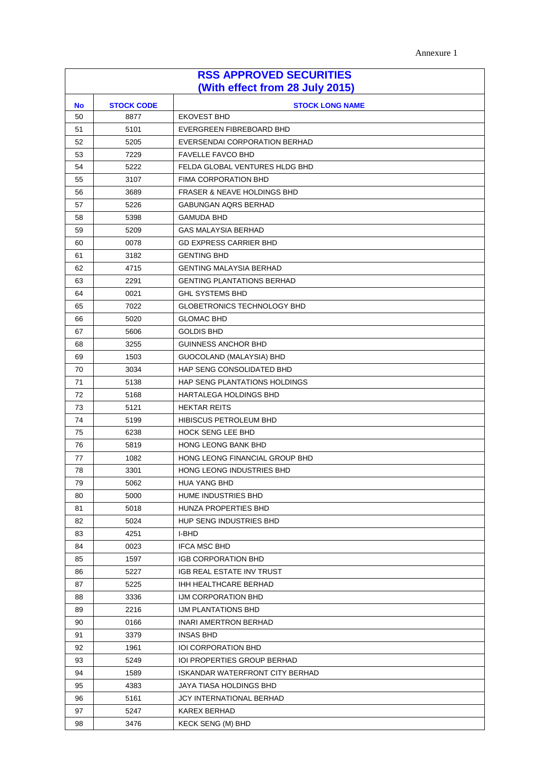Annexure 1

| RSS APPROVED SECURITIES (With effect from 28 July 2015) | | |
|---|---|---|
| **No** | **STOCK CODE** | **STOCK LONG NAME** |
| 50 | 8877 | EKOVEST BHD |
| 51 | 5101 | EVERGREEN FIBREBOARD BHD |
| 52 | 5205 | EVERSENDAI CORPORATION BERHAD |
| 53 | 7229 | FAVELLE FAVCO BHD |
| 54 | 5222 | FELDA GLOBAL VENTURES HLDG BHD |
| 55 | 3107 | FIMA CORPORATION BHD |
| 56 | 3689 | FRASER & NEAVE HOLDINGS BHD |
| 57 | 5226 | GABUNGAN AQRS BERHAD |
| 58 | 5398 | GAMUDA BHD |
| 59 | 5209 | GAS MALAYSIA BERHAD |
| 60 | 0078 | GD EXPRESS CARRIER BHD |
| 61 | 3182 | GENTING BHD |
| 62 | 4715 | GENTING MALAYSIA BERHAD |
| 63 | 2291 | GENTING PLANTATIONS BERHAD |
| 64 | 0021 | GHL SYSTEMS BHD |
| 65 | 7022 | GLOBETRONICS TECHNOLOGY BHD |
| 66 | 5020 | GLOMAC BHD |
| 67 | 5606 | GOLDIS BHD |
| 68 | 3255 | GUINNESS ANCHOR BHD |
| 69 | 1503 | GUOCOLAND (MALAYSIA) BHD |
| 70 | 3034 | HAP SENG CONSOLIDATED BHD |
| 71 | 5138 | HAP SENG PLANTATIONS HOLDINGS |
| 72 | 5168 | HARTALEGA HOLDINGS BHD |
| 73 | 5121 | HEKTAR REITS |
| 74 | 5199 | HIBISCUS PETROLEUM BHD |
| 75 | 6238 | HOCK SENG LEE BHD |
| 76 | 5819 | HONG LEONG BANK BHD |
| 77 | 1082 | HONG LEONG FINANCIAL GROUP BHD |
| 78 | 3301 | HONG LEONG INDUSTRIES BHD |
| 79 | 5062 | HUA YANG BHD |
| 80 | 5000 | HUME INDUSTRIES BHD |
| 81 | 5018 | HUNZA PROPERTIES BHD |
| 82 | 5024 | HUP SENG INDUSTRIES BHD |
| 83 | 4251 | I-BHD |
| 84 | 0023 | IFCA MSC BHD |
| 85 | 1597 | IGB CORPORATION BHD |
| 86 | 5227 | IGB REAL ESTATE INV TRUST |
| 87 | 5225 | IHH HEALTHCARE BERHAD |
| 88 | 3336 | IJM CORPORATION BHD |
| 89 | 2216 | IJM PLANTATIONS BHD |
| 90 | 0166 | INARI AMERTRON BERHAD |
| 91 | 3379 | INSAS BHD |
| 92 | 1961 | IOI CORPORATION BHD |
| 93 | 5249 | IOI PROPERTIES GROUP BERHAD |
| 94 | 1589 | ISKANDAR WATERFRONT CITY BERHAD |
| 95 | 4383 | JAYA TIASA HOLDINGS BHD |
| 96 | 5161 | JCY INTERNATIONAL BERHAD |
| 97 | 5247 | KAREX BERHAD |
| 98 | 3476 | KECK SENG (M) BHD |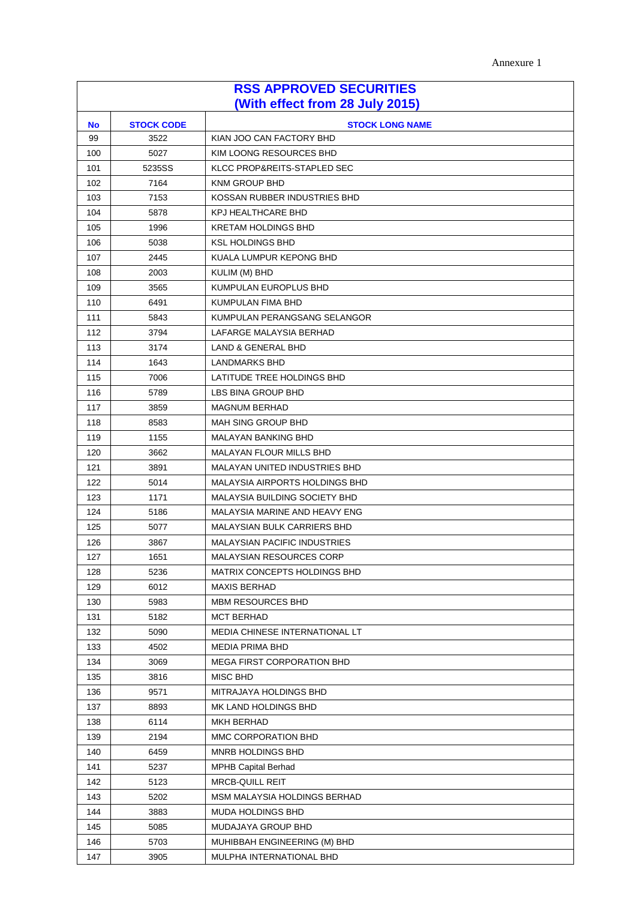Annexure 1

| RSS APPROVED SECURITIES (With effect from 28 July 2015) | | |
|---|---|---|
| **No** | **STOCK CODE** | **STOCK LONG NAME** |
| 99 | 3522 | KIAN JOO CAN FACTORY BHD |
| 100 | 5027 | KIM LOONG RESOURCES BHD |
| 101 | 5235SS | KLCC PROP&REITS-STAPLED SEC |
| 102 | 7164 | KNM GROUP BHD |
| 103 | 7153 | KOSSAN RUBBER INDUSTRIES BHD |
| 104 | 5878 | KPJ HEALTHCARE BHD |
| 105 | 1996 | KRETAM HOLDINGS BHD |
| 106 | 5038 | KSL HOLDINGS BHD |
| 107 | 2445 | KUALA LUMPUR KEPONG BHD |
| 108 | 2003 | KULIM (M) BHD |
| 109 | 3565 | KUMPULAN EUROPLUS BHD |
| 110 | 6491 | KUMPULAN FIMA BHD |
| 111 | 5843 | KUMPULAN PERANGSANG SELANGOR |
| 112 | 3794 | LAFARGE MALAYSIA BERHAD |
| 113 | 3174 | LAND & GENERAL BHD |
| 114 | 1643 | LANDMARKS BHD |
| 115 | 7006 | LATITUDE TREE HOLDINGS BHD |
| 116 | 5789 | LBS BINA GROUP BHD |
| 117 | 3859 | MAGNUM BERHAD |
| 118 | 8583 | MAH SING GROUP BHD |
| 119 | 1155 | MALAYAN BANKING BHD |
| 120 | 3662 | MALAYAN FLOUR MILLS BHD |
| 121 | 3891 | MALAYAN UNITED INDUSTRIES BHD |
| 122 | 5014 | MALAYSIA AIRPORTS HOLDINGS BHD |
| 123 | 1171 | MALAYSIA BUILDING SOCIETY BHD |
| 124 | 5186 | MALAYSIA MARINE AND HEAVY ENG |
| 125 | 5077 | MALAYSIAN BULK CARRIERS BHD |
| 126 | 3867 | MALAYSIAN PACIFIC INDUSTRIES |
| 127 | 1651 | MALAYSIAN RESOURCES CORP |
| 128 | 5236 | MATRIX CONCEPTS HOLDINGS BHD |
| 129 | 6012 | MAXIS BERHAD |
| 130 | 5983 | MBM RESOURCES BHD |
| 131 | 5182 | MCT BERHAD |
| 132 | 5090 | MEDIA CHINESE INTERNATIONAL LT |
| 133 | 4502 | MEDIA PRIMA BHD |
| 134 | 3069 | MEGA FIRST CORPORATION BHD |
| 135 | 3816 | MISC BHD |
| 136 | 9571 | MITRAJAYA HOLDINGS BHD |
| 137 | 8893 | MK LAND HOLDINGS BHD |
| 138 | 6114 | MKH BERHAD |
| 139 | 2194 | MMC CORPORATION BHD |
| 140 | 6459 | MNRB HOLDINGS BHD |
| 141 | 5237 | MPHB Capital Berhad |
| 142 | 5123 | MRCB-QUILL REIT |
| 143 | 5202 | MSM MALAYSIA HOLDINGS BERHAD |
| 144 | 3883 | MUDA HOLDINGS BHD |
| 145 | 5085 | MUDAJAYA GROUP BHD |
| 146 | 5703 | MUHIBBAH ENGINEERING (M) BHD |
| 147 | 3905 | MULPHA INTERNATIONAL BHD |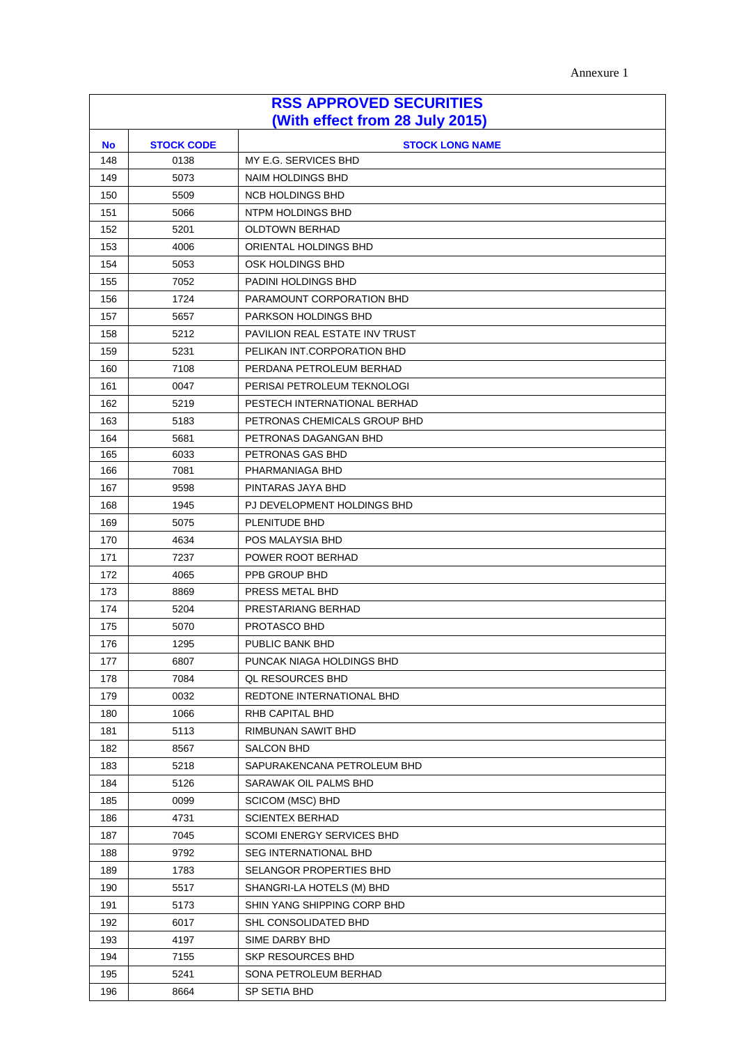Annexure 1

| RSS APPROVED SECURITIES (With effect from 28 July 2015) | | |
|---|---|---|
| **No** | **STOCK CODE** | **STOCK LONG NAME** |
| 148 | 0138 | MY E.G. SERVICES BHD |
| 149 | 5073 | NAIM HOLDINGS BHD |
| 150 | 5509 | NCB HOLDINGS BHD |
| 151 | 5066 | NTPM HOLDINGS BHD |
| 152 | 5201 | OLDTOWN BERHAD |
| 153 | 4006 | ORIENTAL HOLDINGS BHD |
| 154 | 5053 | OSK HOLDINGS BHD |
| 155 | 7052 | PADINI HOLDINGS BHD |
| 156 | 1724 | PARAMOUNT CORPORATION BHD |
| 157 | 5657 | PARKSON HOLDINGS BHD |
| 158 | 5212 | PAVILION REAL ESTATE INV TRUST |
| 159 | 5231 | PELIKAN INT.CORPORATION BHD |
| 160 | 7108 | PERDANA PETROLEUM BERHAD |
| 161 | 0047 | PERISAI PETROLEUM TEKNOLOGI |
| 162 | 5219 | PESTECH INTERNATIONAL BERHAD |
| 163 | 5183 | PETRONAS CHEMICALS GROUP BHD |
| 164 | 5681 | PETRONAS DAGANGAN BHD |
| 165 | 6033 | PETRONAS GAS BHD |
| 166 | 7081 | PHARMANIAGA BHD |
| 167 | 9598 | PINTARAS JAYA BHD |
| 168 | 1945 | PJ DEVELOPMENT HOLDINGS BHD |
| 169 | 5075 | PLENITUDE BHD |
| 170 | 4634 | POS MALAYSIA BHD |
| 171 | 7237 | POWER ROOT BERHAD |
| 172 | 4065 | PPB GROUP BHD |
| 173 | 8869 | PRESS METAL BHD |
| 174 | 5204 | PRESTARIANG BERHAD |
| 175 | 5070 | PROTASCO BHD |
| 176 | 1295 | PUBLIC BANK BHD |
| 177 | 6807 | PUNCAK NIAGA HOLDINGS BHD |
| 178 | 7084 | QL RESOURCES BHD |
| 179 | 0032 | REDTONE INTERNATIONAL BHD |
| 180 | 1066 | RHB CAPITAL BHD |
| 181 | 5113 | RIMBUNAN SAWIT BHD |
| 182 | 8567 | SALCON BHD |
| 183 | 5218 | SAPURAKENCANA PETROLEUM BHD |
| 184 | 5126 | SARAWAK OIL PALMS BHD |
| 185 | 0099 | SCICOM (MSC) BHD |
| 186 | 4731 | SCIENTEX BERHAD |
| 187 | 7045 | SCOMI ENERGY SERVICES BHD |
| 188 | 9792 | SEG INTERNATIONAL BHD |
| 189 | 1783 | SELANGOR PROPERTIES BHD |
| 190 | 5517 | SHANGRI-LA HOTELS (M) BHD |
| 191 | 5173 | SHIN YANG SHIPPING CORP BHD |
| 192 | 6017 | SHL CONSOLIDATED BHD |
| 193 | 4197 | SIME DARBY BHD |
| 194 | 7155 | SKP RESOURCES BHD |
| 195 | 5241 | SONA PETROLEUM BERHAD |
| 196 | 8664 | SP SETIA BHD |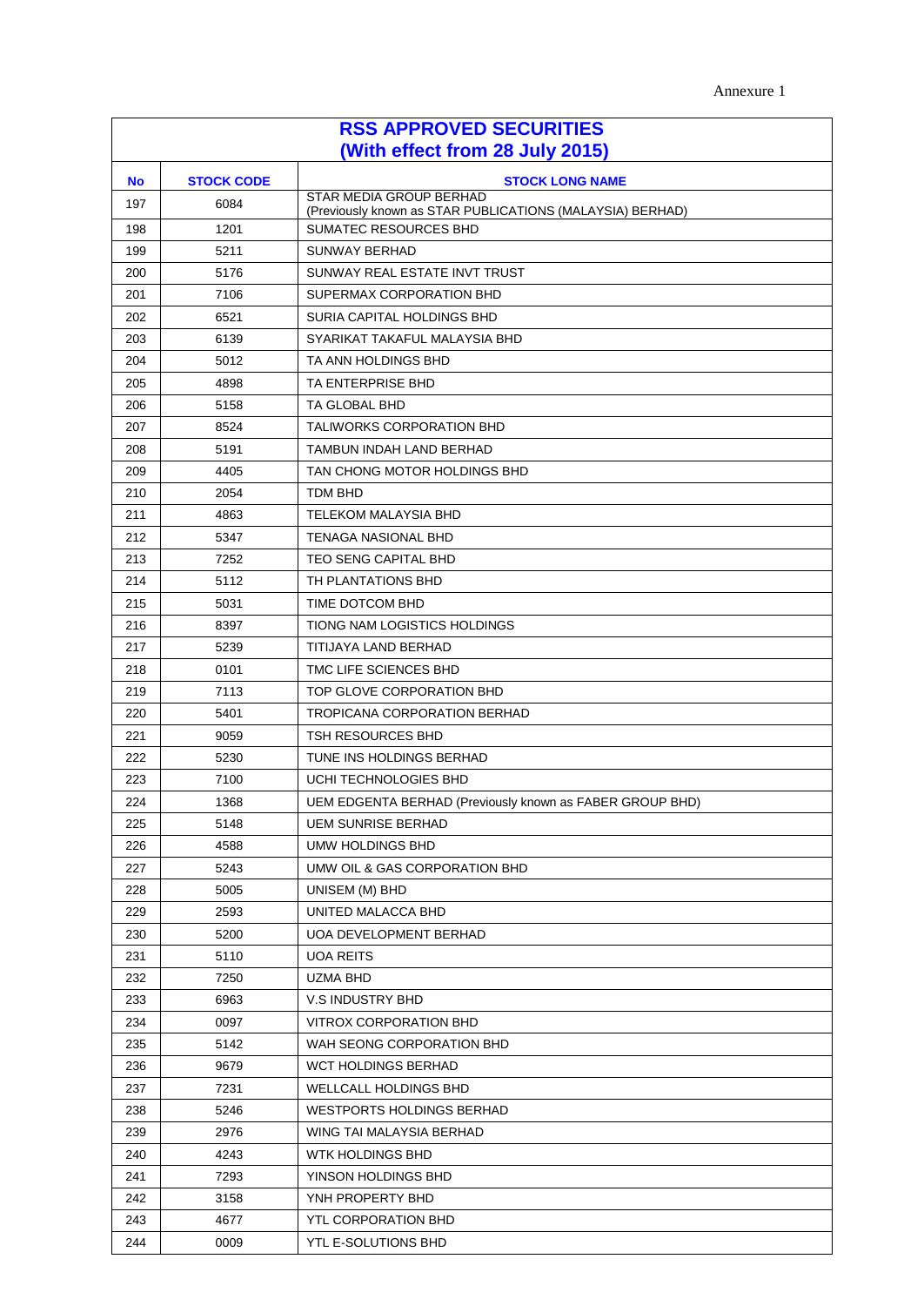Annexure 1

| RSS APPROVED SECURITIES (With effect from 28 July 2015) | | |
|---|---|---|
| **No** | **STOCK CODE** | **STOCK LONG NAME** |
| 197 | 6084 | STAR MEDIA GROUP BERHAD (Previously known as STAR PUBLICATIONS (MALAYSIA) BERHAD) |
| 198 | 1201 | SUMATEC RESOURCES BHD |
| 199 | 5211 | SUNWAY BERHAD |
| 200 | 5176 | SUNWAY REAL ESTATE INVT TRUST |
| 201 | 7106 | SUPERMAX CORPORATION BHD |
| 202 | 6521 | SURIA CAPITAL HOLDINGS BHD |
| 203 | 6139 | SYARIKAT TAKAFUL MALAYSIA BHD |
| 204 | 5012 | TA ANN HOLDINGS BHD |
| 205 | 4898 | TA ENTERPRISE BHD |
| 206 | 5158 | TA GLOBAL BHD |
| 207 | 8524 | TALIWORKS CORPORATION BHD |
| 208 | 5191 | TAMBUN INDAH LAND BERHAD |
| 209 | 4405 | TAN CHONG MOTOR HOLDINGS BHD |
| 210 | 2054 | TDM BHD |
| 211 | 4863 | TELEKOM MALAYSIA BHD |
| 212 | 5347 | TENAGA NASIONAL BHD |
| 213 | 7252 | TEO SENG CAPITAL BHD |
| 214 | 5112 | TH PLANTATIONS BHD |
| 215 | 5031 | TIME DOTCOM BHD |
| 216 | 8397 | TIONG NAM LOGISTICS HOLDINGS |
| 217 | 5239 | TITIJAYA LAND BERHAD |
| 218 | 0101 | TMC LIFE SCIENCES BHD |
| 219 | 7113 | TOP GLOVE CORPORATION BHD |
| 220 | 5401 | TROPICANA CORPORATION BERHAD |
| 221 | 9059 | TSH RESOURCES BHD |
| 222 | 5230 | TUNE INS HOLDINGS BERHAD |
| 223 | 7100 | UCHI TECHNOLOGIES BHD |
| 224 | 1368 | UEM EDGENTA BERHAD (Previously known as FABER GROUP BHD) |
| 225 | 5148 | UEM SUNRISE BERHAD |
| 226 | 4588 | UMW HOLDINGS BHD |
| 227 | 5243 | UMW OIL & GAS CORPORATION BHD |
| 228 | 5005 | UNISEM (M) BHD |
| 229 | 2593 | UNITED MALACCA BHD |
| 230 | 5200 | UOA DEVELOPMENT BERHAD |
| 231 | 5110 | UOA REITS |
| 232 | 7250 | UZMA BHD |
| 233 | 6963 | V.S INDUSTRY BHD |
| 234 | 0097 | VITROX CORPORATION BHD |
| 235 | 5142 | WAH SEONG CORPORATION BHD |
| 236 | 9679 | WCT HOLDINGS BERHAD |
| 237 | 7231 | WELLCALL HOLDINGS BHD |
| 238 | 5246 | WESTPORTS HOLDINGS BERHAD |
| 239 | 2976 | WING TAI MALAYSIA BERHAD |
| 240 | 4243 | WTK HOLDINGS BHD |
| 241 | 7293 | YINSON HOLDINGS BHD |
| 242 | 3158 | YNH PROPERTY BHD |
| 243 | 4677 | YTL CORPORATION BHD |
| 244 | 0009 | YTL E-SOLUTIONS BHD |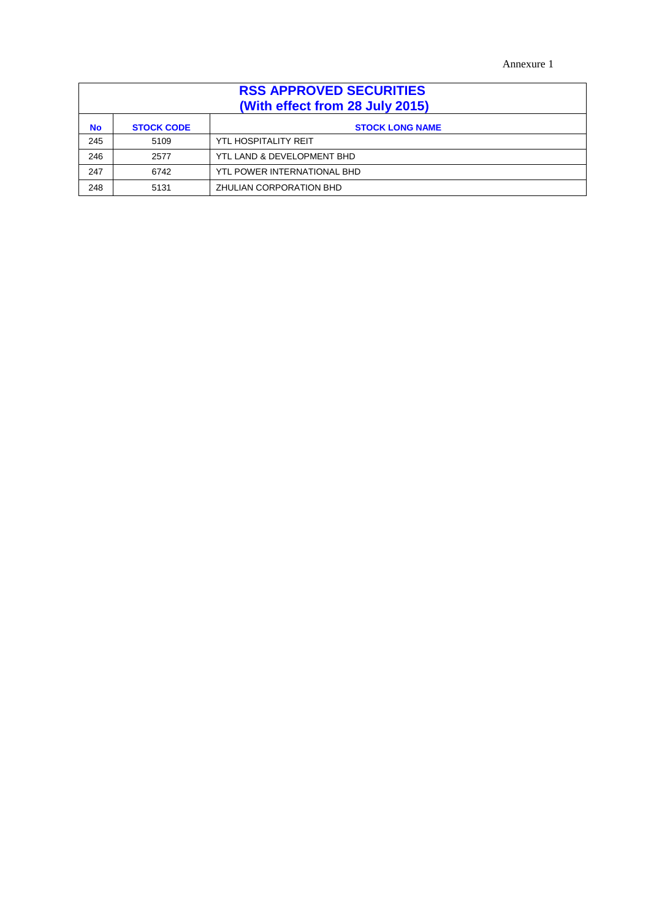Annexure 1

| RSS APPROVED SECURITIES (With effect from 28 July 2015) | | |
|---|---|---|
| **No** | **STOCK CODE** | **STOCK LONG NAME** |
| 245 | 5109 | YTL HOSPITALITY REIT |
| 246 | 2577 | YTL LAND & DEVELOPMENT BHD |
| 247 | 6742 | YTL POWER INTERNATIONAL BHD |
| 248 | 5131 | ZHULIAN CORPORATION BHD |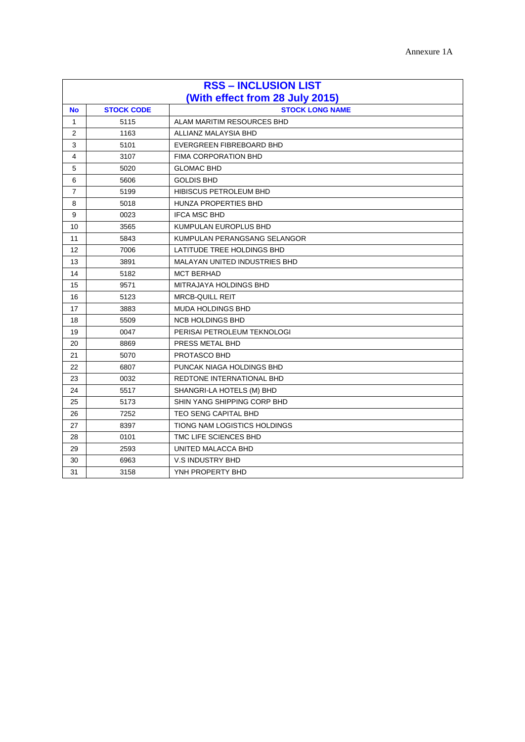Annexure 1A

**RSS – INCLUSION LIST**
**(With effect from 28 July 2015)**

| No | STOCK CODE | STOCK LONG NAME |
|---|---|---|
| 1 | 5115 | ALAM MARITIM RESOURCES BHD |
| 2 | 1163 | ALLIANZ MALAYSIA BHD |
| 3 | 5101 | EVERGREEN FIBREBOARD BHD |
| 4 | 3107 | FIMA CORPORATION BHD |
| 5 | 5020 | GLOMAC BHD |
| 6 | 5606 | GOLDIS BHD |
| 7 | 5199 | HIBISCUS PETROLEUM BHD |
| 8 | 5018 | HUNZA PROPERTIES BHD |
| 9 | 0023 | IFCA MSC BHD |
| 10 | 3565 | KUMPULAN EUROPLUS BHD |
| 11 | 5843 | KUMPULAN PERANGSANG SELANGOR |
| 12 | 7006 | LATITUDE TREE HOLDINGS BHD |
| 13 | 3891 | MALAYAN UNITED INDUSTRIES BHD |
| 14 | 5182 | MCT BERHAD |
| 15 | 9571 | MITRAJAYA HOLDINGS BHD |
| 16 | 5123 | MRCB-QUILL REIT |
| 17 | 3883 | MUDA HOLDINGS BHD |
| 18 | 5509 | NCB HOLDINGS BHD |
| 19 | 0047 | PERISAI PETROLEUM TEKNOLOGI |
| 20 | 8869 | PRESS METAL BHD |
| 21 | 5070 | PROTASCO BHD |
| 22 | 6807 | PUNCAK NIAGA HOLDINGS BHD |
| 23 | 0032 | REDTONE INTERNATIONAL BHD |
| 24 | 5517 | SHANGRI-LA HOTELS (M) BHD |
| 25 | 5173 | SHIN YANG SHIPPING CORP BHD |
| 26 | 7252 | TEO SENG CAPITAL BHD |
| 27 | 8397 | TIONG NAM LOGISTICS HOLDINGS |
| 28 | 0101 | TMC LIFE SCIENCES BHD |
| 29 | 2593 | UNITED MALACCA BHD |
| 30 | 6963 | V.S INDUSTRY BHD |
| 31 | 3158 | YNH PROPERTY BHD |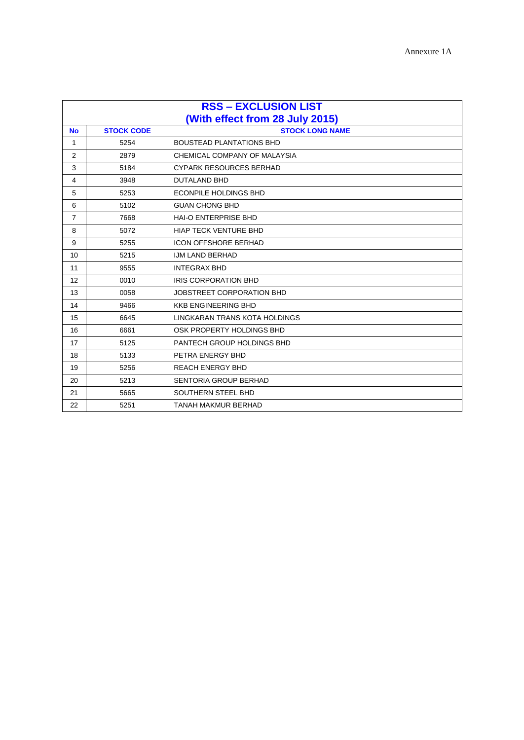Annexure 1A

| RSS – EXCLUSION LIST (With effect from 28 July 2015) | | |
|---|---|---|
| **No** | **STOCK CODE** | **STOCK LONG NAME** |
| 1 | 5254 | BOUSTEAD PLANTATIONS BHD |
| 2 | 2879 | CHEMICAL COMPANY OF MALAYSIA |
| 3 | 5184 | CYPARK RESOURCES BERHAD |
| 4 | 3948 | DUTALAND BHD |
| 5 | 5253 | ECONPILE HOLDINGS BHD |
| 6 | 5102 | GUAN CHONG BHD |
| 7 | 7668 | HAI-O ENTERPRISE BHD |
| 8 | 5072 | HIAP TECK VENTURE BHD |
| 9 | 5255 | ICON OFFSHORE BERHAD |
| 10 | 5215 | IJM LAND BERHAD |
| 11 | 9555 | INTEGRAX BHD |
| 12 | 0010 | IRIS CORPORATION BHD |
| 13 | 0058 | JOBSTREET CORPORATION BHD |
| 14 | 9466 | KKB ENGINEERING BHD |
| 15 | 6645 | LINGKARAN TRANS KOTA HOLDINGS |
| 16 | 6661 | OSK PROPERTY HOLDINGS BHD |
| 17 | 5125 | PANTECH GROUP HOLDINGS BHD |
| 18 | 5133 | PETRA ENERGY BHD |
| 19 | 5256 | REACH ENERGY BHD |
| 20 | 5213 | SENTORIA GROUP BERHAD |
| 21 | 5665 | SOUTHERN STEEL BHD |
| 22 | 5251 | TANAH MAKMUR BERHAD |